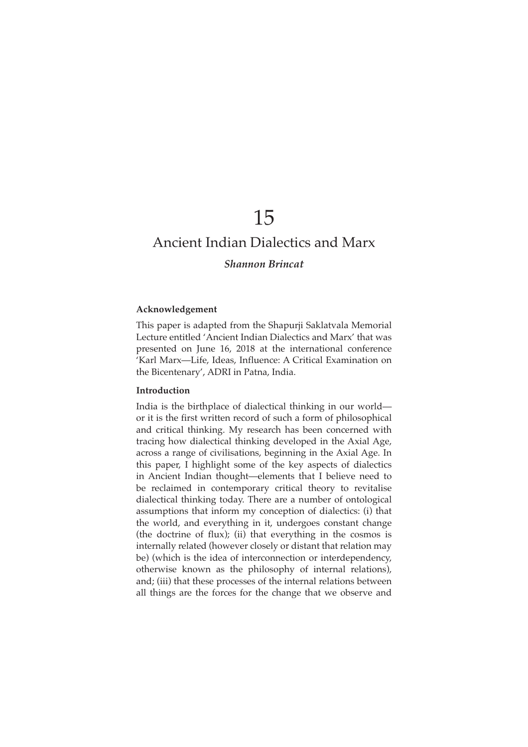# 15

# Ancient Indian Dialectics and Marx

*Shannon Brincat*

### Acknowledgement

This paper is adapted from the Shapurji Saklatvala Memorial Lecture entitled 'Ancient Indian Dialectics and Marx' that was presented on June 16, 2018 at the international conference 'Karl Marx—Life, Ideas, Influence: A Critical Examination on the Bicentenary', ADRI in Patna, India.

### Introduction

India is the birthplace of dialectical thinking in our world—or it is the first written record of such a form of philosophical and critical thinking. My research has been concerned with tracing how dialectical thinking developed in the Axial Age, across a range of civilisations, beginning in the Axial Age. In this paper, I highlight some of the key aspects of dialectics in Ancient Indian thought—elements that I believe need to be reclaimed in contemporary critical theory to revitalise dialectical thinking today. There are a number of ontological assumptions that inform my conception of dialectics: (i) that the world, and everything in it, undergoes constant change (the doctrine of flux); (ii) that everything in the cosmos is internally related (however closely or distant that relation may be) (which is the idea of interconnection or interdependency, otherwise known as the philosophy of internal relations), and; (iii) that these processes of the internal relations between all things are the forces for the change that we observe and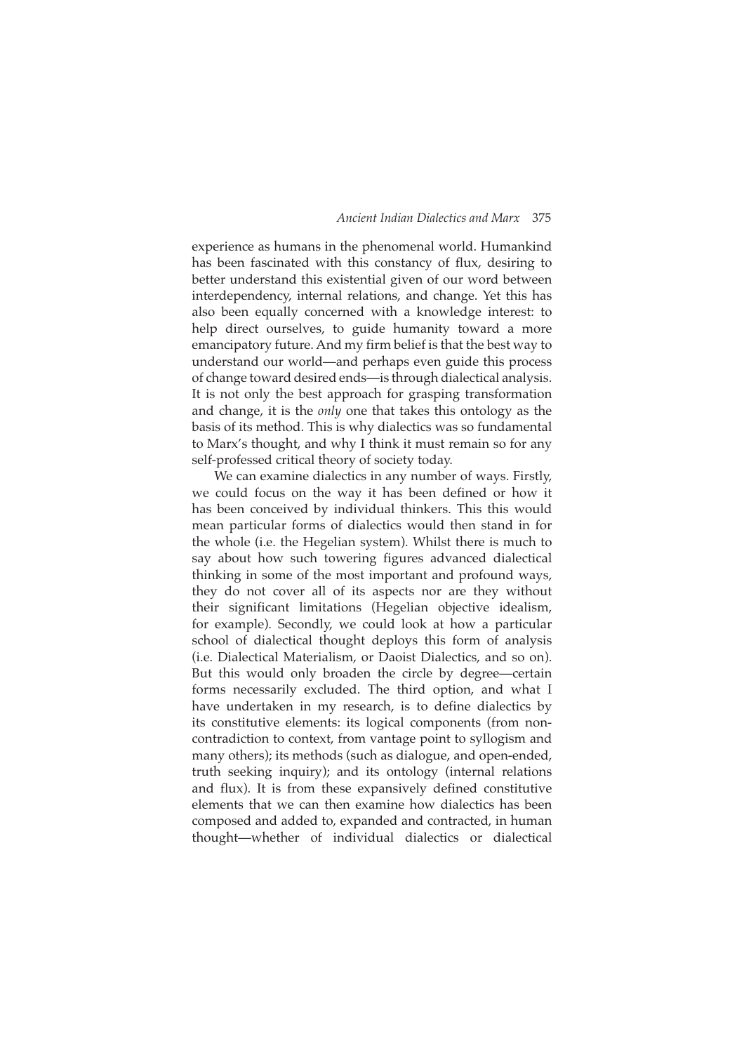experience as humans in the phenomenal world. Humankind has been fascinated with this constancy of flux, desiring to better understand this existential given of our word between interdependency, internal relations, and change. Yet this has also been equally concerned with a knowledge interest: to help direct ourselves, to guide humanity toward a more emancipatory future. And my firm belief is that the best way to understand our world—and perhaps even guide this process of change toward desired ends—is through dialectical analysis. It is not only the best approach for grasping transformation and change, it is the *only* one that takes this ontology as the basis of its method. This is why dialectics was so fundamental to Marx's thought, and why I think it must remain so for any self-professed critical theory of society today.

We can examine dialectics in any number of ways. Firstly, we could focus on the way it has been defined or how it has been conceived by individual thinkers. This this would mean particular forms of dialectics would then stand in for the whole (i.e. the Hegelian system). Whilst there is much to say about how such towering figures advanced dialectical thinking in some of the most important and profound ways, they do not cover all of its aspects nor are they without their significant limitations (Hegelian objective idealism, for example). Secondly, we could look at how a particular school of dialectical thought deploys this form of analysis (i.e. Dialectical Materialism, or Daoist Dialectics, and so on). But this would only broaden the circle by degree—certain forms necessarily excluded. The third option, and what I have undertaken in my research, is to define dialectics by its constitutive elements: its logical components (from non-contradiction to context, from vantage point to syllogism and many others); its methods (such as dialogue, and open-ended, truth seeking inquiry); and its ontology (internal relations and flux). It is from these expansively defined constitutive elements that we can then examine how dialectics has been composed and added to, expanded and contracted, in human thought—whether of individual dialectics or dialectical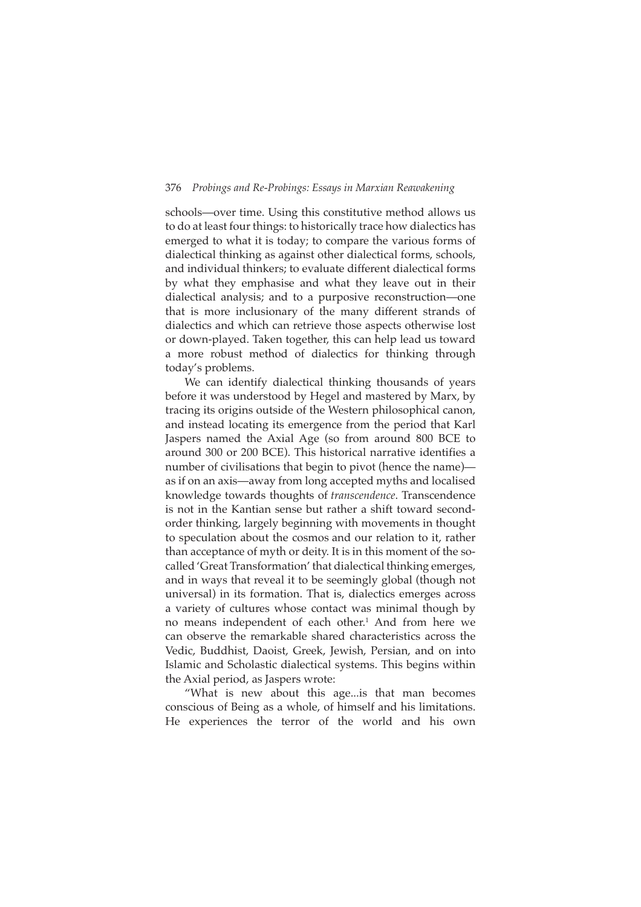schools—over time. Using this constitutive method allows us to do at least four things: to historically trace how dialectics has emerged to what it is today; to compare the various forms of dialectical thinking as against other dialectical forms, schools, and individual thinkers; to evaluate different dialectical forms by what they emphasise and what they leave out in their dialectical analysis; and to a purposive reconstruction—one that is more inclusionary of the many different strands of dialectics and which can retrieve those aspects otherwise lost or down-played. Taken together, this can help lead us toward a more robust method of dialectics for thinking through today's problems.

We can identify dialectical thinking thousands of years before it was understood by Hegel and mastered by Marx, by tracing its origins outside of the Western philosophical canon, and instead locating its emergence from the period that Karl Jaspers named the Axial Age (so from around 800 BCE to around 300 or 200 BCE). This historical narrative identifies a number of civilisations that begin to pivot (hence the name)—as if on an axis—away from long accepted myths and localised knowledge towards thoughts of *transcendence*. Transcendence is not in the Kantian sense but rather a shift toward second-order thinking, largely beginning with movements in thought to speculation about the cosmos and our relation to it, rather than acceptance of myth or deity. It is in this moment of the so-called 'Great Transformation' that dialectical thinking emerges, and in ways that reveal it to be seemingly global (though not universal) in its formation. That is, dialectics emerges across a variety of cultures whose contact was minimal though by no means independent of each other.[1] And from here we can observe the remarkable shared characteristics across the Vedic, Buddhist, Daoist, Greek, Jewish, Persian, and on into Islamic and Scholastic dialectical systems. This begins within the Axial period, as Jaspers wrote:

"What is new about this age...is that man becomes conscious of Being as a whole, of himself and his limitations. He experiences the terror of the world and his own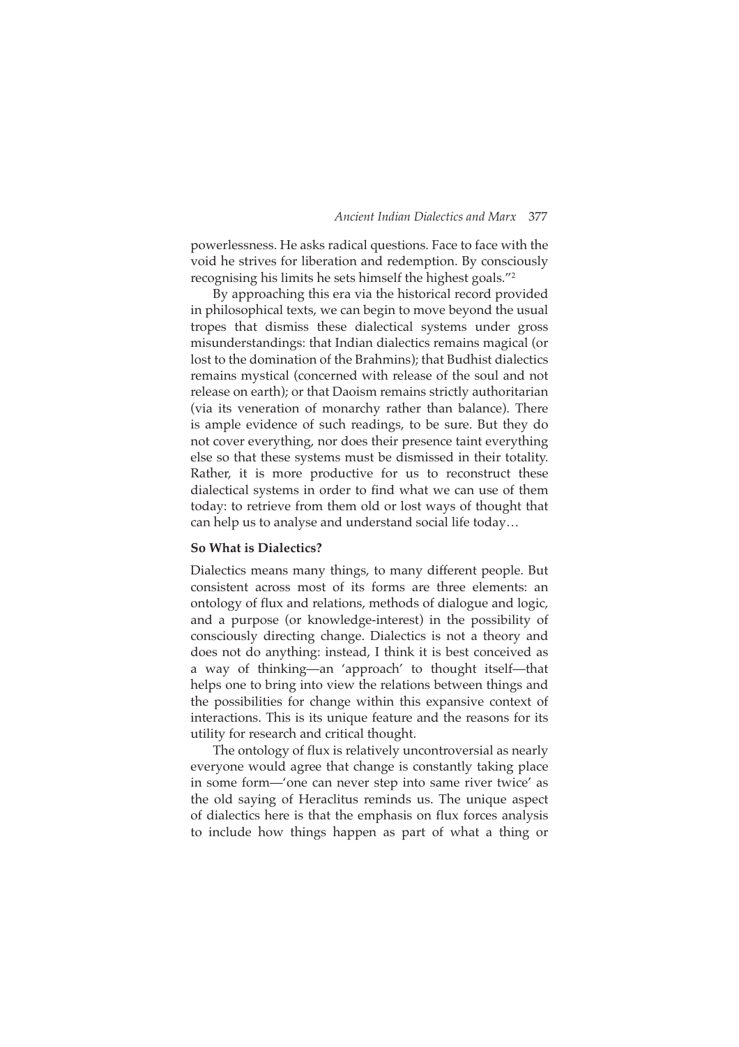powerlessness. He asks radical questions. Face to face with the void he strives for liberation and redemption. By consciously recognising his limits he sets himself the highest goals."[2]

By approaching this era via the historical record provided in philosophical texts, we can begin to move beyond the usual tropes that dismiss these dialectical systems under gross misunderstandings: that Indian dialectics remains magical (or lost to the domination of the Brahmins); that Budhist dialectics remains mystical (concerned with release of the soul and not release on earth); or that Daoism remains strictly authoritarian (via its veneration of monarchy rather than balance). There is ample evidence of such readings, to be sure. But they do not cover everything, nor does their presence taint everything else so that these systems must be dismissed in their totality. Rather, it is more productive for us to reconstruct these dialectical systems in order to find what we can use of them today: to retrieve from them old or lost ways of thought that can help us to analyse and understand social life today…

**So What is Dialectics?**

Dialectics means many things, to many different people. But consistent across most of its forms are three elements: an ontology of flux and relations, methods of dialogue and logic, and a purpose (or knowledge-interest) in the possibility of consciously directing change. Dialectics is not a theory and does not do anything: instead, I think it is best conceived as a way of thinking—an 'approach' to thought itself—that helps one to bring into view the relations between things and the possibilities for change within this expansive context of interactions. This is its unique feature and the reasons for its utility for research and critical thought.

The ontology of flux is relatively uncontroversial as nearly everyone would agree that change is constantly taking place in some form—'one can never step into same river twice' as the old saying of Heraclitus reminds us. The unique aspect of dialectics here is that the emphasis on flux forces analysis to include how things happen as part of what a thing or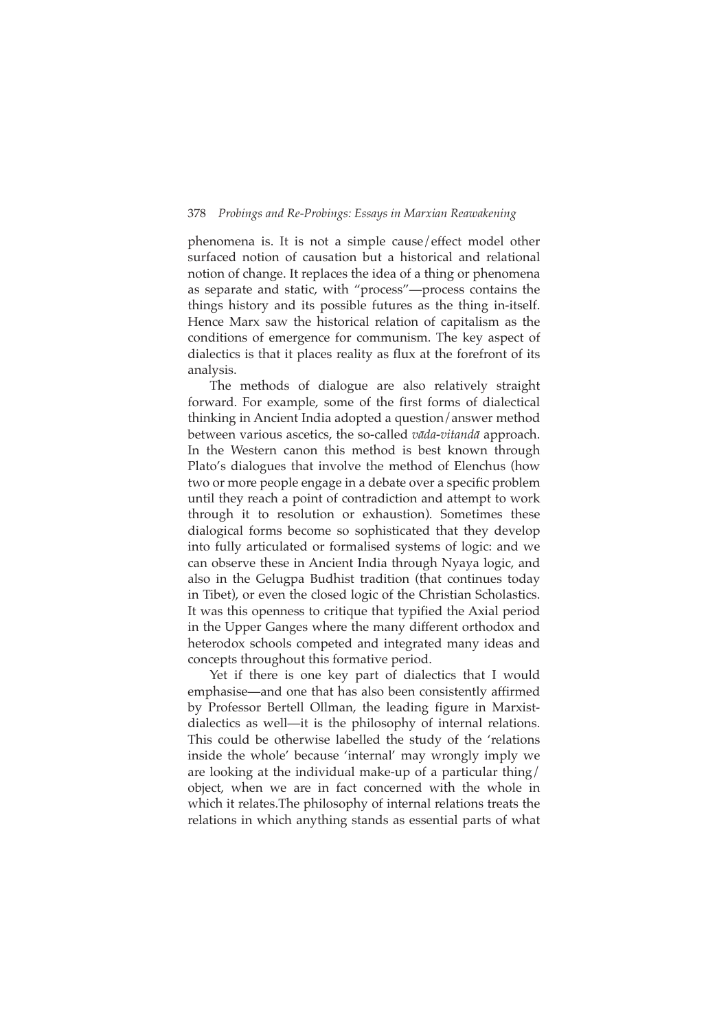phenomena is. It is not a simple cause/effect model other surfaced notion of causation but a historical and relational notion of change. It replaces the idea of a thing or phenomena as separate and static, with "process"—process contains the things history and its possible futures as the thing in-itself. Hence Marx saw the historical relation of capitalism as the conditions of emergence for communism. The key aspect of dialectics is that it places reality as flux at the forefront of its analysis.

The methods of dialogue are also relatively straight forward. For example, some of the first forms of dialectical thinking in Ancient India adopted a question/answer method between various ascetics, the so-called *vāda-vitandā* approach. In the Western canon this method is best known through Plato's dialogues that involve the method of Elenchus (how two or more people engage in a debate over a specific problem until they reach a point of contradiction and attempt to work through it to resolution or exhaustion). Sometimes these dialogical forms become so sophisticated that they develop into fully articulated or formalised systems of logic: and we can observe these in Ancient India through Nyaya logic, and also in the Gelugpa Budhist tradition (that continues today in Tibet), or even the closed logic of the Christian Scholastics. It was this openness to critique that typified the Axial period in the Upper Ganges where the many different orthodox and heterodox schools competed and integrated many ideas and concepts throughout this formative period.

Yet if there is one key part of dialectics that I would emphasise—and one that has also been consistently affirmed by Professor Bertell Ollman, the leading figure in Marxist-dialectics as well—it is the philosophy of internal relations. This could be otherwise labelled the study of the 'relations inside the whole' because 'internal' may wrongly imply we are looking at the individual make-up of a particular thing/object, when we are in fact concerned with the whole in which it relates.The philosophy of internal relations treats the relations in which anything stands as essential parts of what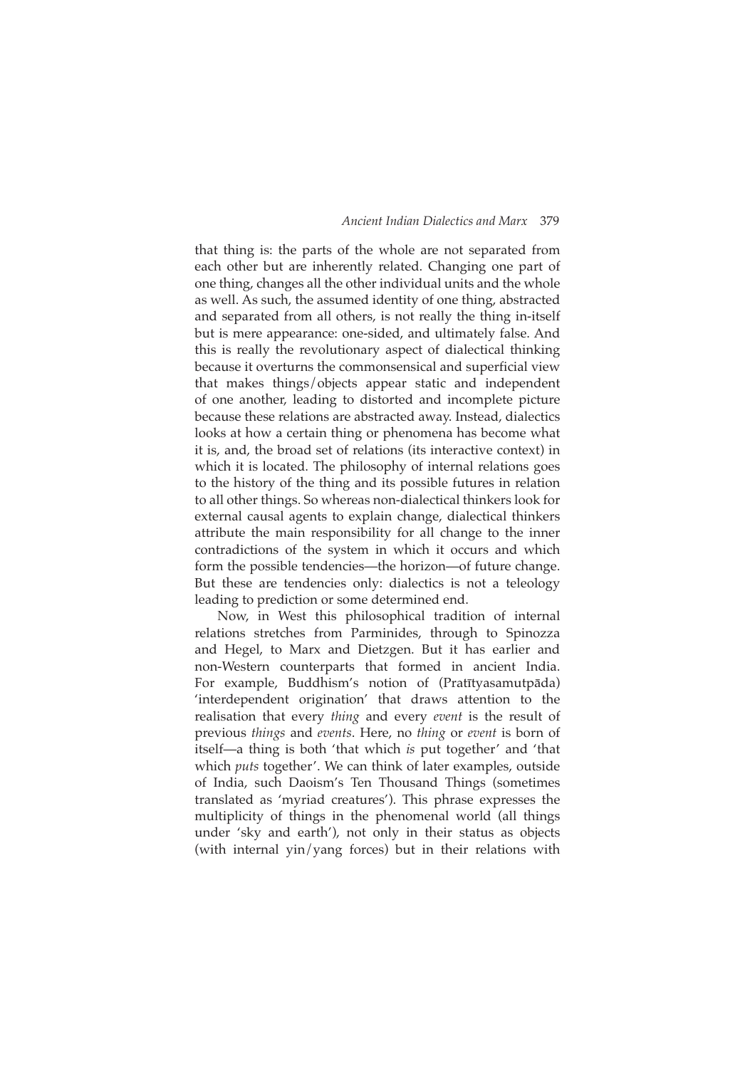that thing is: the parts of the whole are not separated from each other but are inherently related. Changing one part of one thing, changes all the other individual units and the whole as well. As such, the assumed identity of one thing, abstracted and separated from all others, is not really the thing in-itself but is mere appearance: one-sided, and ultimately false. And this is really the revolutionary aspect of dialectical thinking because it overturns the commonsensical and superficial view that makes things/objects appear static and independent of one another, leading to distorted and incomplete picture because these relations are abstracted away. Instead, dialectics looks at how a certain thing or phenomena has become what it is, and, the broad set of relations (its interactive context) in which it is located. The philosophy of internal relations goes to the history of the thing and its possible futures in relation to all other things. So whereas non-dialectical thinkers look for external causal agents to explain change, dialectical thinkers attribute the main responsibility for all change to the inner contradictions of the system in which it occurs and which form the possible tendencies—the horizon—of future change. But these are tendencies only: dialectics is not a teleology leading to prediction or some determined end.

Now, in West this philosophical tradition of internal relations stretches from Parminides, through to Spinozza and Hegel, to Marx and Dietzgen. But it has earlier and non-Western counterparts that formed in ancient India. For example, Buddhism's notion of (Pratītyasamutpāda) 'interdependent origination' that draws attention to the realisation that every *thing* and every *event* is the result of previous *things* and *events*. Here, no *thing* or *event* is born of itself—a thing is both 'that which *is* put together' and 'that which *puts* together'. We can think of later examples, outside of India, such Daoism's Ten Thousand Things (sometimes translated as 'myriad creatures'). This phrase expresses the multiplicity of things in the phenomenal world (all things under 'sky and earth'), not only in their status as objects (with internal yin/yang forces) but in their relations with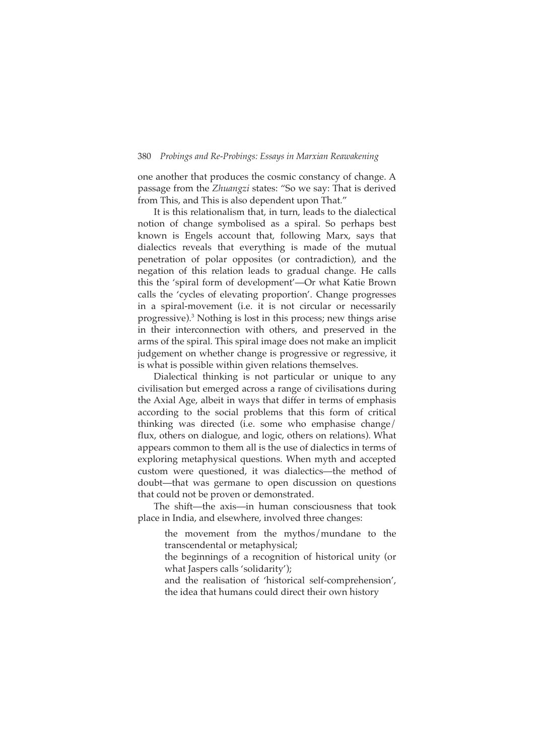one another that produces the cosmic constancy of change. A passage from the *Zhuangzi* states: "So we say: That is derived from This, and This is also dependent upon That."

It is this relationalism that, in turn, leads to the dialectical notion of change symbolised as a spiral. So perhaps best known is Engels account that, following Marx, says that dialectics reveals that everything is made of the mutual penetration of polar opposites (or contradiction), and the negation of this relation leads to gradual change. He calls this the 'spiral form of development'—Or what Katie Brown calls the 'cycles of elevating proportion'. Change progresses in a spiral-movement (i.e. it is not circular or necessarily progressive).[3] Nothing is lost in this process; new things arise in their interconnection with others, and preserved in the arms of the spiral. This spiral image does not make an implicit judgement on whether change is progressive or regressive, it is what is possible within given relations themselves.

Dialectical thinking is not particular or unique to any civilisation but emerged across a range of civilisations during the Axial Age, albeit in ways that differ in terms of emphasis according to the social problems that this form of critical thinking was directed (i.e. some who emphasise change/flux, others on dialogue, and logic, others on relations). What appears common to them all is the use of dialectics in terms of exploring metaphysical questions. When myth and accepted custom were questioned, it was dialectics—the method of doubt—that was germane to open discussion on questions that could not be proven or demonstrated.

The shift—the axis—in human consciousness that took place in India, and elsewhere, involved three changes:

> the movement from the mythos/mundane to the transcendental or metaphysical;
>
> the beginnings of a recognition of historical unity (or what Jaspers calls 'solidarity');
>
> and the realisation of 'historical self-comprehension', the idea that humans could direct their own history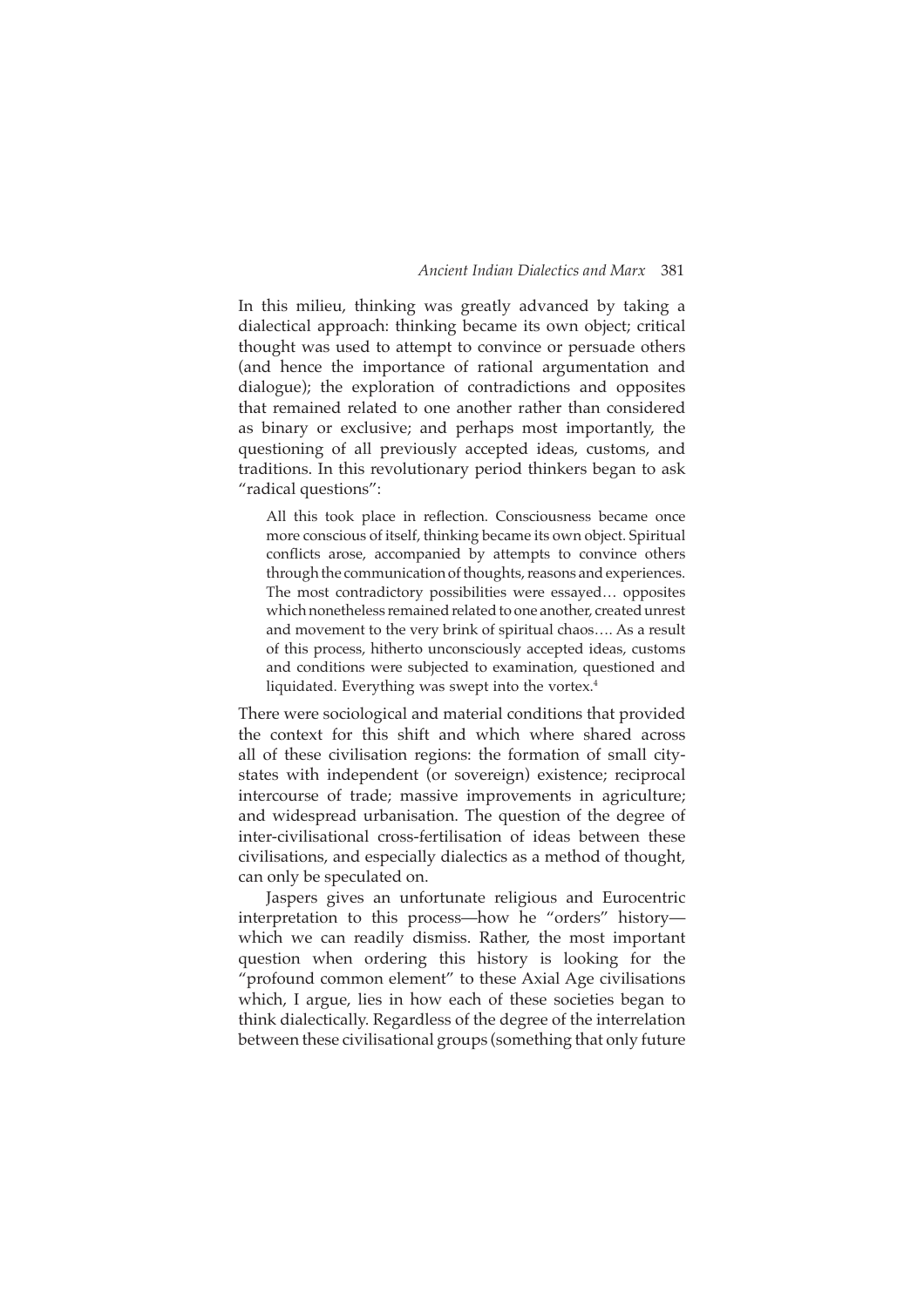In this milieu, thinking was greatly advanced by taking a dialectical approach: thinking became its own object; critical thought was used to attempt to convince or persuade others (and hence the importance of rational argumentation and dialogue); the exploration of contradictions and opposites that remained related to one another rather than considered as binary or exclusive; and perhaps most importantly, the questioning of all previously accepted ideas, customs, and traditions. In this revolutionary period thinkers began to ask "radical questions":

> All this took place in reflection. Consciousness became once more conscious of itself, thinking became its own object. Spiritual conflicts arose, accompanied by attempts to convince others through the communication of thoughts, reasons and experiences. The most contradictory possibilities were essayed… opposites which nonetheless remained related to one another, created unrest and movement to the very brink of spiritual chaos…. As a result of this process, hitherto unconsciously accepted ideas, customs and conditions were subjected to examination, questioned and liquidated. Everything was swept into the vortex.[4]

There were sociological and material conditions that provided the context for this shift and which where shared across all of these civilisation regions: the formation of small city-states with independent (or sovereign) existence; reciprocal intercourse of trade; massive improvements in agriculture; and widespread urbanisation. The question of the degree of inter-civilisational cross-fertilisation of ideas between these civilisations, and especially dialectics as a method of thought, can only be speculated on.

Jaspers gives an unfortunate religious and Eurocentric interpretation to this process—how he "orders" history—which we can readily dismiss. Rather, the most important question when ordering this history is looking for the "profound common element" to these Axial Age civilisations which, I argue, lies in how each of these societies began to think dialectically. Regardless of the degree of the interrelation between these civilisational groups (something that only future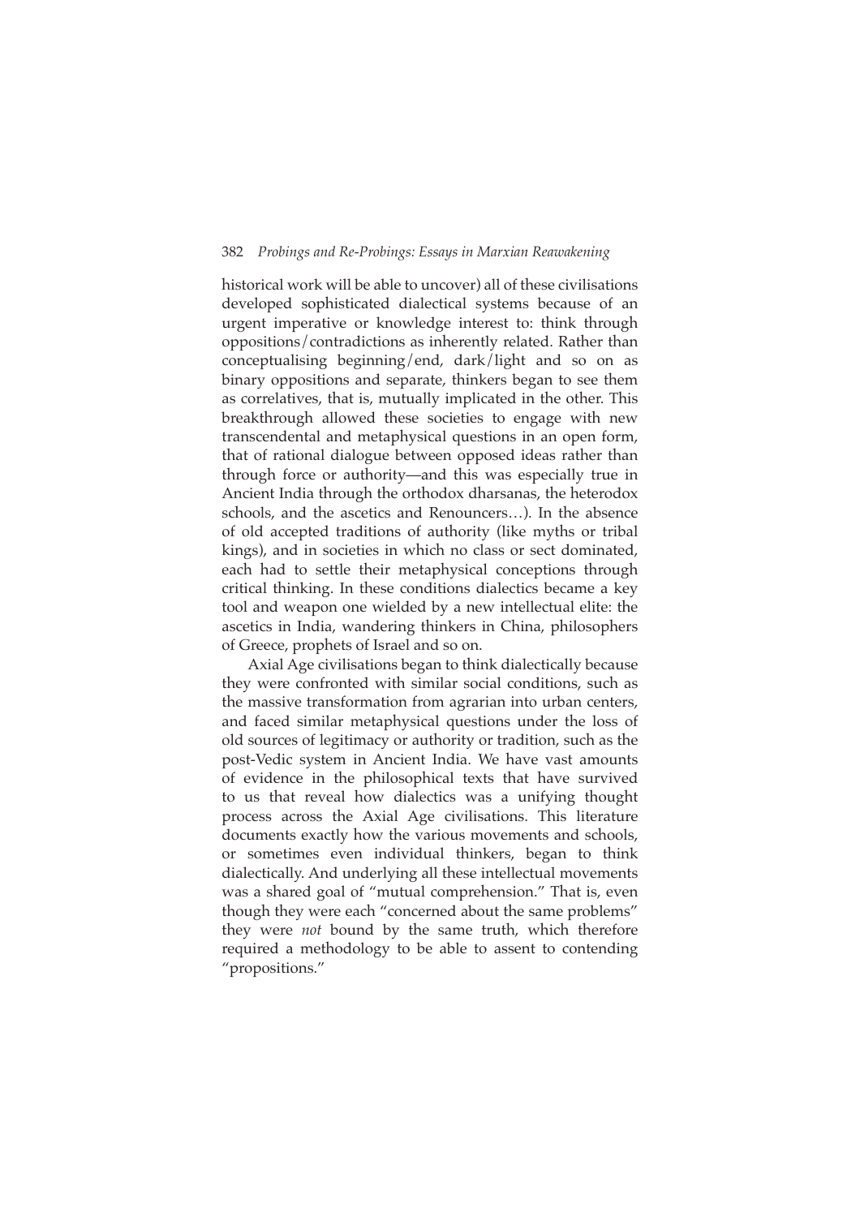historical work will be able to uncover) all of these civilisations developed sophisticated dialectical systems because of an urgent imperative or knowledge interest to: think through oppositions/contradictions as inherently related. Rather than conceptualising beginning/end, dark/light and so on as binary oppositions and separate, thinkers began to see them as correlatives, that is, mutually implicated in the other. This breakthrough allowed these societies to engage with new transcendental and metaphysical questions in an open form, that of rational dialogue between opposed ideas rather than through force or authority—and this was especially true in Ancient India through the orthodox dharsanas, the heterodox schools, and the ascetics and Renouncers…). In the absence of old accepted traditions of authority (like myths or tribal kings), and in societies in which no class or sect dominated, each had to settle their metaphysical conceptions through critical thinking. In these conditions dialectics became a key tool and weapon one wielded by a new intellectual elite: the ascetics in India, wandering thinkers in China, philosophers of Greece, prophets of Israel and so on.

Axial Age civilisations began to think dialectically because they were confronted with similar social conditions, such as the massive transformation from agrarian into urban centers, and faced similar metaphysical questions under the loss of old sources of legitimacy or authority or tradition, such as the post-Vedic system in Ancient India. We have vast amounts of evidence in the philosophical texts that have survived to us that reveal how dialectics was a unifying thought process across the Axial Age civilisations. This literature documents exactly how the various movements and schools, or sometimes even individual thinkers, began to think dialectically. And underlying all these intellectual movements was a shared goal of "mutual comprehension." That is, even though they were each "concerned about the same problems" they were *not* bound by the same truth, which therefore required a methodology to be able to assent to contending "propositions."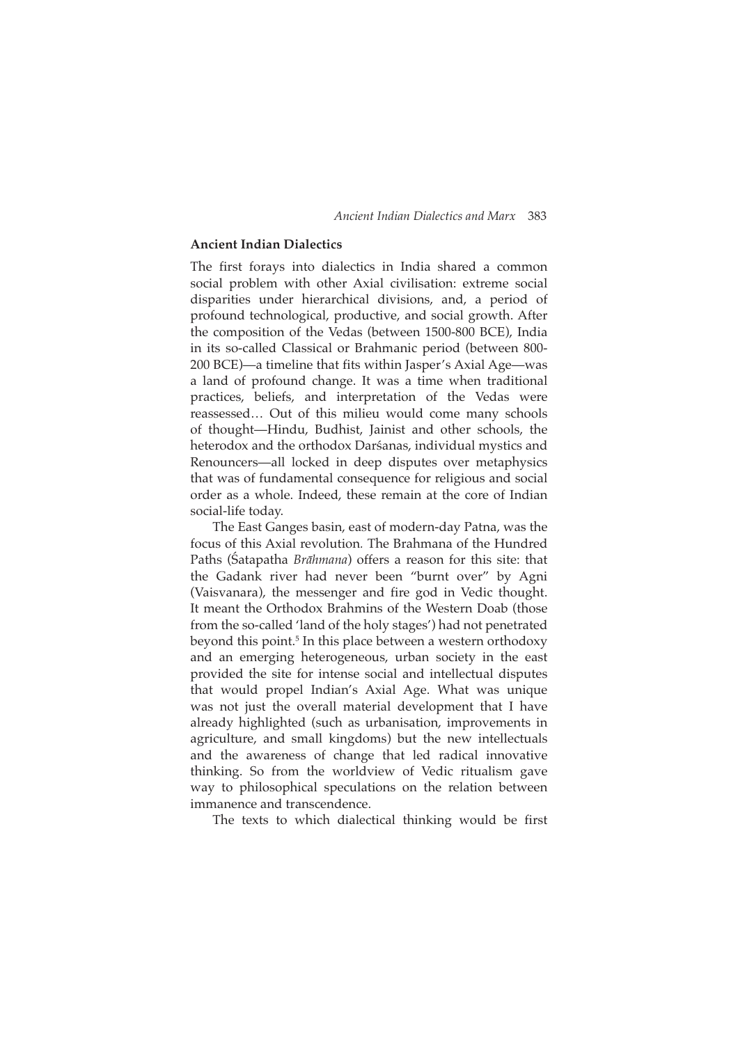**Ancient Indian Dialectics**

The first forays into dialectics in India shared a common social problem with other Axial civilisation: extreme social disparities under hierarchical divisions, and, a period of profound technological, productive, and social growth. After the composition of the Vedas (between 1500-800 BCE), India in its so-called Classical or Brahmanic period (between 800-200 BCE)—a timeline that fits within Jasper's Axial Age—was a land of profound change. It was a time when traditional practices, beliefs, and interpretation of the Vedas were reassessed… Out of this milieu would come many schools of thought—Hindu, Budhist, Jainist and other schools, the heterodox and the orthodox Darśanas, individual mystics and Renouncers—all locked in deep disputes over metaphysics that was of fundamental consequence for religious and social order as a whole. Indeed, these remain at the core of Indian social-life today.

The East Ganges basin, east of modern-day Patna, was the focus of this Axial revolution. The Brahmana of the Hundred Paths (Śatapatha *Brāhmana*) offers a reason for this site: that the Gadank river had never been "burnt over" by Agni (Vaisvanara), the messenger and fire god in Vedic thought. It meant the Orthodox Brahmins of the Western Doab (those from the so-called 'land of the holy stages') had not penetrated beyond this point.[5] In this place between a western orthodoxy and an emerging heterogeneous, urban society in the east provided the site for intense social and intellectual disputes that would propel Indian's Axial Age. What was unique was not just the overall material development that I have already highlighted (such as urbanisation, improvements in agriculture, and small kingdoms) but the new intellectuals and the awareness of change that led radical innovative thinking. So from the worldview of Vedic ritualism gave way to philosophical speculations on the relation between immanence and transcendence.

The texts to which dialectical thinking would be first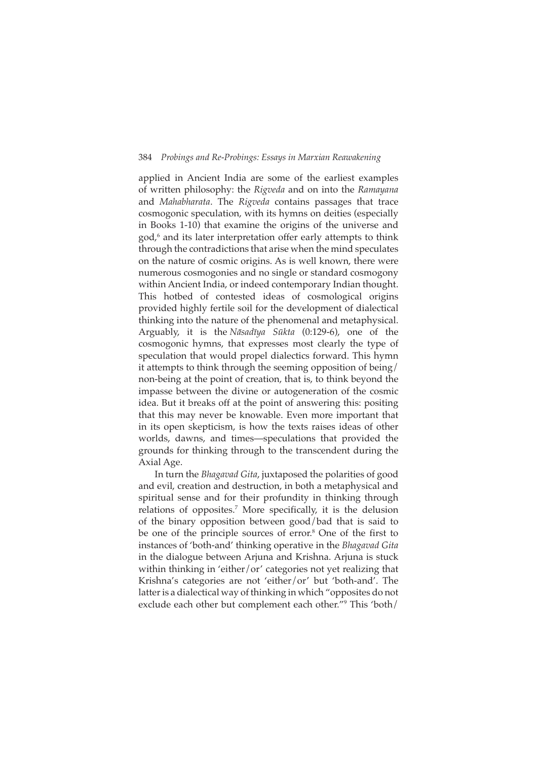applied in Ancient India are some of the earliest examples of written philosophy: the *Rigveda* and on into the *Ramayana* and *Mahabharata*. The *Rigveda* contains passages that trace cosmogonic speculation, with its hymns on deities (especially in Books 1-10) that examine the origins of the universe and god,[6] and its later interpretation offer early attempts to think through the contradictions that arise when the mind speculates on the nature of cosmic origins. As is well known, there were numerous cosmogonies and no single or standard cosmogony within Ancient India, or indeed contemporary Indian thought. This hotbed of contested ideas of cosmological origins provided highly fertile soil for the development of dialectical thinking into the nature of the phenomenal and metaphysical. Arguably, it is the *Nāsadīya Sūkta* (0:129-6), one of the cosmogonic hymns, that expresses most clearly the type of speculation that would propel dialectics forward. This hymn it attempts to think through the seeming opposition of being/non-being at the point of creation, that is, to think beyond the impasse between the divine or autogeneration of the cosmic idea. But it breaks off at the point of answering this: positing that this may never be knowable. Even more important that in its open skepticism, is how the texts raises ideas of other worlds, dawns, and times—speculations that provided the grounds for thinking through to the transcendent during the Axial Age.

In turn the *Bhagavad Gita*, juxtaposed the polarities of good and evil, creation and destruction, in both a metaphysical and spiritual sense and for their profundity in thinking through relations of opposites.[7] More specifically, it is the delusion of the binary opposition between good/bad that is said to be one of the principle sources of error.[8] One of the first to instances of 'both-and' thinking operative in the *Bhagavad Gita* in the dialogue between Arjuna and Krishna. Arjuna is stuck within thinking in 'either/or' categories not yet realizing that Krishna's categories are not 'either/or' but 'both-and'. The latter is a dialectical way of thinking in which "opposites do not exclude each other but complement each other."[9] This 'both/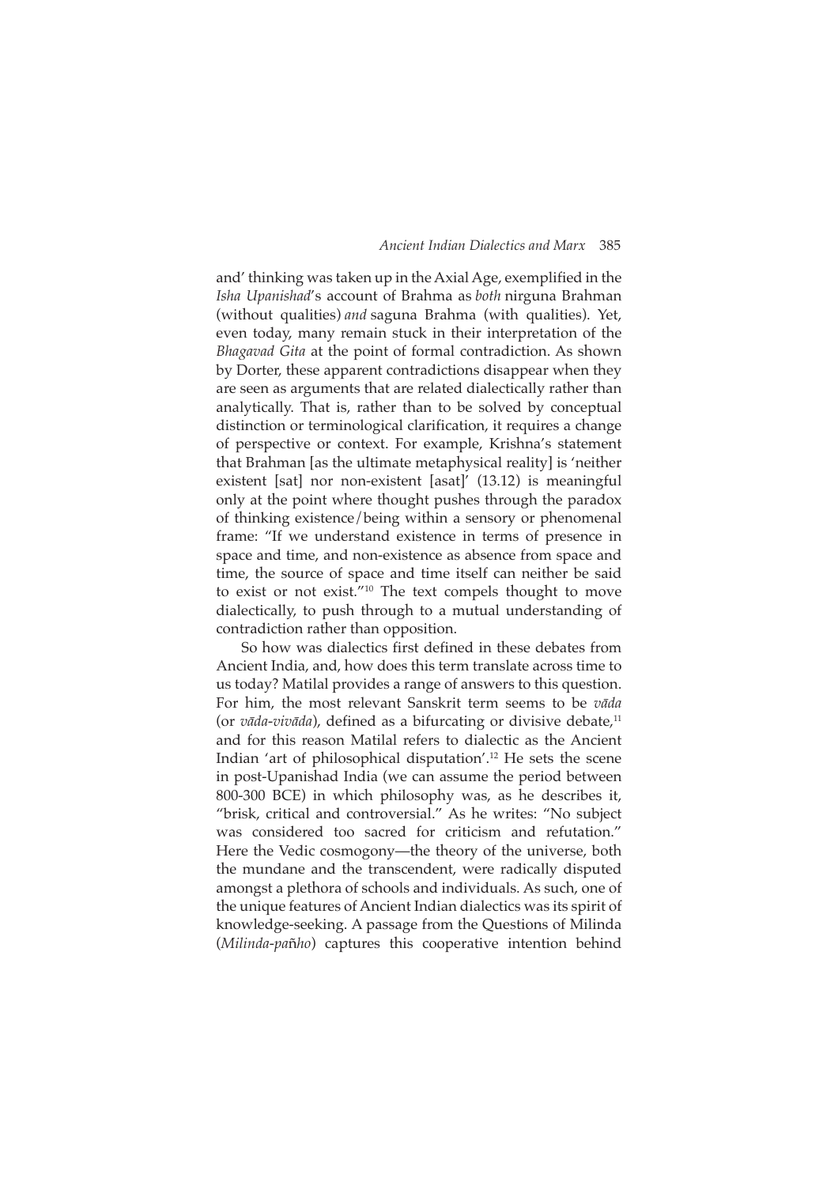and' thinking was taken up in the Axial Age, exemplified in the *Isha Upanishad*'s account of Brahma as *both* nirguna Brahman (without qualities) *and* saguna Brahma (with qualities). Yet, even today, many remain stuck in their interpretation of the *Bhagavad Gita* at the point of formal contradiction. As shown by Dorter, these apparent contradictions disappear when they are seen as arguments that are related dialectically rather than analytically. That is, rather than to be solved by conceptual distinction or terminological clarification, it requires a change of perspective or context. For example, Krishna's statement that Brahman [as the ultimate metaphysical reality] is 'neither existent [sat] nor non-existent [asat]' (13.12) is meaningful only at the point where thought pushes through the paradox of thinking existence/being within a sensory or phenomenal frame: "If we understand existence in terms of presence in space and time, and non-existence as absence from space and time, the source of space and time itself can neither be said to exist or not exist."[10] The text compels thought to move dialectically, to push through to a mutual understanding of contradiction rather than opposition.

So how was dialectics first defined in these debates from Ancient India, and, how does this term translate across time to us today? Matilal provides a range of answers to this question. For him, the most relevant Sanskrit term seems to be *vāda* (or *vāda-vivāda*), defined as a bifurcating or divisive debate,[11] and for this reason Matilal refers to dialectic as the Ancient Indian 'art of philosophical disputation'.[12] He sets the scene in post-Upanishad India (we can assume the period between 800-300 BCE) in which philosophy was, as he describes it, "brisk, critical and controversial." As he writes: "No subject was considered too sacred for criticism and refutation." Here the Vedic cosmogony—the theory of the universe, both the mundane and the transcendent, were radically disputed amongst a plethora of schools and individuals. As such, one of the unique features of Ancient Indian dialectics was its spirit of knowledge-seeking. A passage from the Questions of Milinda (*Milinda-pañho*) captures this cooperative intention behind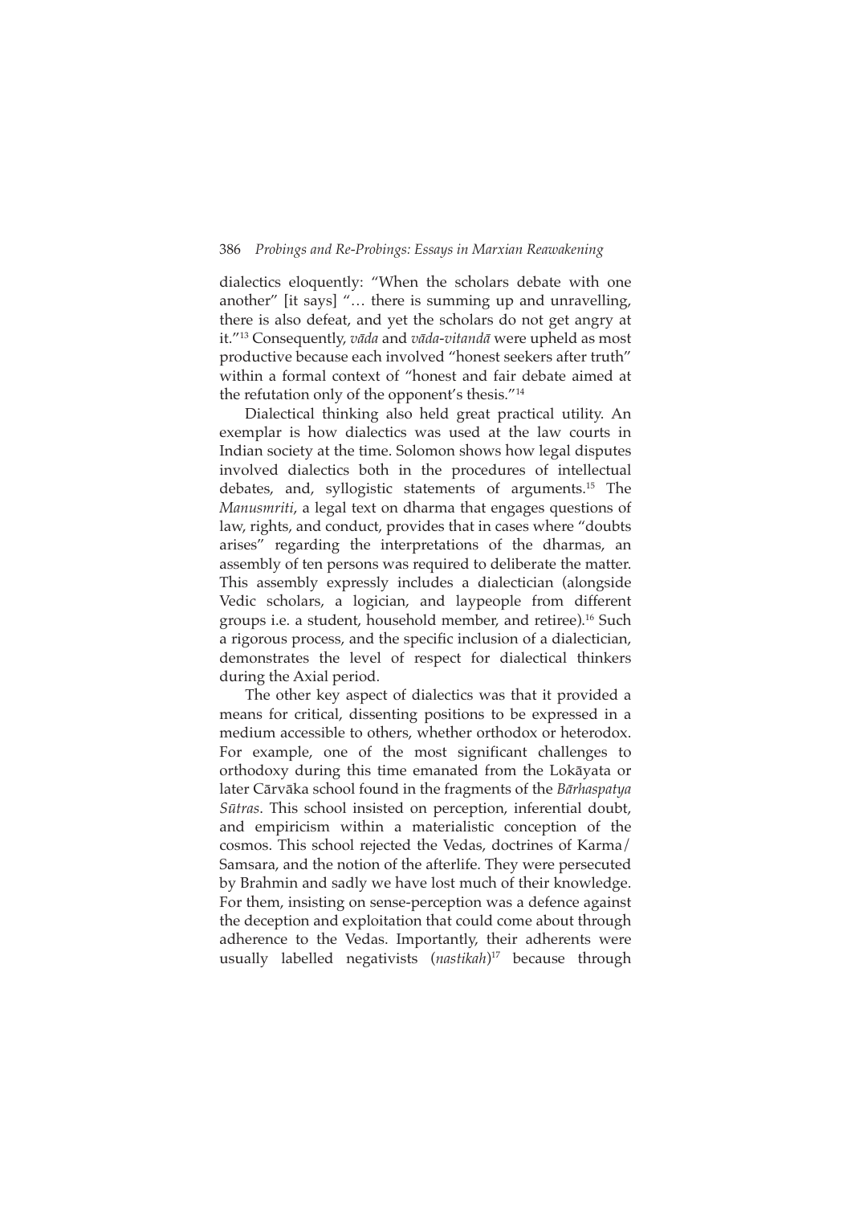dialectics eloquently: "When the scholars debate with one another" [it says] "… there is summing up and unravelling, there is also defeat, and yet the scholars do not get angry at it."[13] Consequently, *vāda* and *vāda-vitandā* were upheld as most productive because each involved "honest seekers after truth" within a formal context of "honest and fair debate aimed at the refutation only of the opponent's thesis."[14]

Dialectical thinking also held great practical utility. An exemplar is how dialectics was used at the law courts in Indian society at the time. Solomon shows how legal disputes involved dialectics both in the procedures of intellectual debates, and, syllogistic statements of arguments.[15] The *Manusmriti*, a legal text on dharma that engages questions of law, rights, and conduct, provides that in cases where "doubts arises" regarding the interpretations of the dharmas, an assembly of ten persons was required to deliberate the matter. This assembly expressly includes a dialectician (alongside Vedic scholars, a logician, and laypeople from different groups i.e. a student, household member, and retiree).[16] Such a rigorous process, and the specific inclusion of a dialectician, demonstrates the level of respect for dialectical thinkers during the Axial period.

The other key aspect of dialectics was that it provided a means for critical, dissenting positions to be expressed in a medium accessible to others, whether orthodox or heterodox. For example, one of the most significant challenges to orthodoxy during this time emanated from the Lokāyata or later Cārvāka school found in the fragments of the *Bārhaspatya Sūtras*. This school insisted on perception, inferential doubt, and empiricism within a materialistic conception of the cosmos. This school rejected the Vedas, doctrines of Karma/Samsara, and the notion of the afterlife. They were persecuted by Brahmin and sadly we have lost much of their knowledge. For them, insisting on sense-perception was a defence against the deception and exploitation that could come about through adherence to the Vedas. Importantly, their adherents were usually labelled negativists (*nastikah*)[17] because through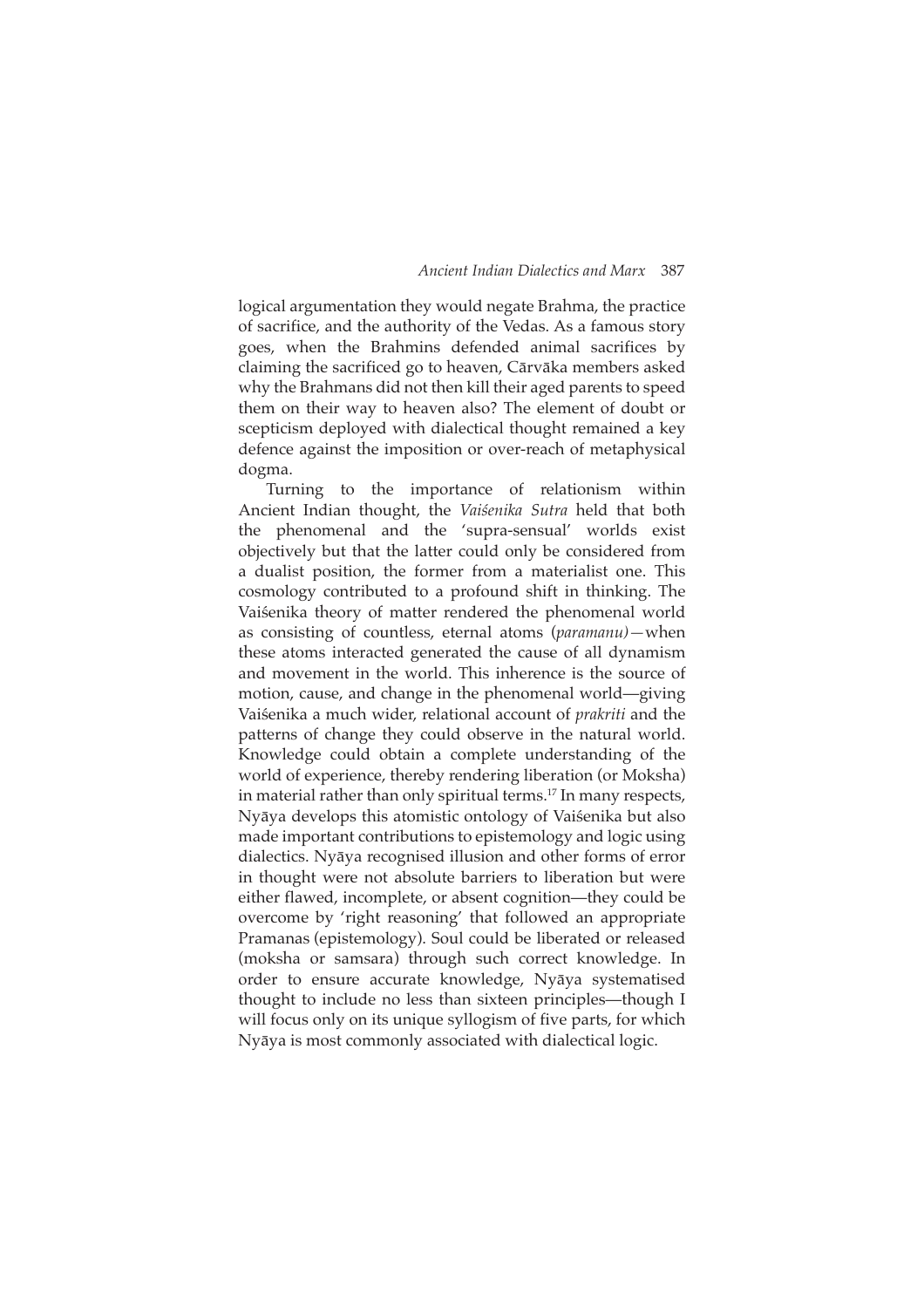logical argumentation they would negate Brahma, the practice of sacrifice, and the authority of the Vedas. As a famous story goes, when the Brahmins defended animal sacrifices by claiming the sacrificed go to heaven, Cārvāka members asked why the Brahmans did not then kill their aged parents to speed them on their way to heaven also? The element of doubt or scepticism deployed with dialectical thought remained a key defence against the imposition or over-reach of metaphysical dogma.

Turning to the importance of relationism within Ancient Indian thought, the *Vaiśenika Sutra* held that both the phenomenal and the 'supra-sensual' worlds exist objectively but that the latter could only be considered from a dualist position, the former from a materialist one. This cosmology contributed to a profound shift in thinking. The Vaiśenika theory of matter rendered the phenomenal world as consisting of countless, eternal atoms (*paramanu)*—when these atoms interacted generated the cause of all dynamism and movement in the world. This inherence is the source of motion, cause, and change in the phenomenal world—giving Vaiśenika a much wider, relational account of *prakriti* and the patterns of change they could observe in the natural world. Knowledge could obtain a complete understanding of the world of experience, thereby rendering liberation (or Moksha) in material rather than only spiritual terms.[17] In many respects, Nyāya develops this atomistic ontology of Vaiśenika but also made important contributions to epistemology and logic using dialectics. Nyāya recognised illusion and other forms of error in thought were not absolute barriers to liberation but were either flawed, incomplete, or absent cognition—they could be overcome by 'right reasoning' that followed an appropriate Pramanas (epistemology). Soul could be liberated or released (moksha or samsara) through such correct knowledge. In order to ensure accurate knowledge, Nyāya systematised thought to include no less than sixteen principles—though I will focus only on its unique syllogism of five parts, for which Nyāya is most commonly associated with dialectical logic.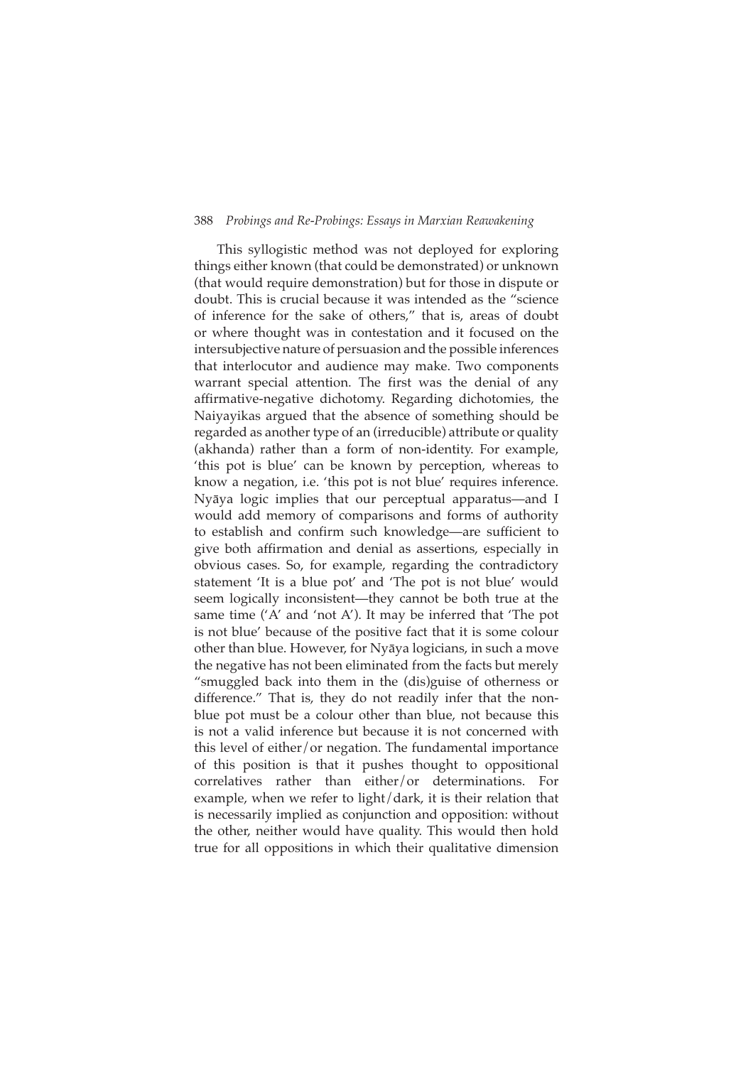This syllogistic method was not deployed for exploring things either known (that could be demonstrated) or unknown (that would require demonstration) but for those in dispute or doubt. This is crucial because it was intended as the "science of inference for the sake of others," that is, areas of doubt or where thought was in contestation and it focused on the intersubjective nature of persuasion and the possible inferences that interlocutor and audience may make. Two components warrant special attention. The first was the denial of any affirmative-negative dichotomy. Regarding dichotomies, the Naiyayikas argued that the absence of something should be regarded as another type of an (irreducible) attribute or quality (akhanda) rather than a form of non-identity. For example, 'this pot is blue' can be known by perception, whereas to know a negation, i.e. 'this pot is not blue' requires inference. Nyāya logic implies that our perceptual apparatus—and I would add memory of comparisons and forms of authority to establish and confirm such knowledge—are sufficient to give both affirmation and denial as assertions, especially in obvious cases. So, for example, regarding the contradictory statement 'It is a blue pot' and 'The pot is not blue' would seem logically inconsistent—they cannot be both true at the same time ('A' and 'not A'). It may be inferred that 'The pot is not blue' because of the positive fact that it is some colour other than blue. However, for Nyāya logicians, in such a move the negative has not been eliminated from the facts but merely "smuggled back into them in the (dis)guise of otherness or difference." That is, they do not readily infer that the non-blue pot must be a colour other than blue, not because this is not a valid inference but because it is not concerned with this level of either/or negation. The fundamental importance of this position is that it pushes thought to oppositional correlatives rather than either/or determinations. For example, when we refer to light/dark, it is their relation that is necessarily implied as conjunction and opposition: without the other, neither would have quality. This would then hold true for all oppositions in which their qualitative dimension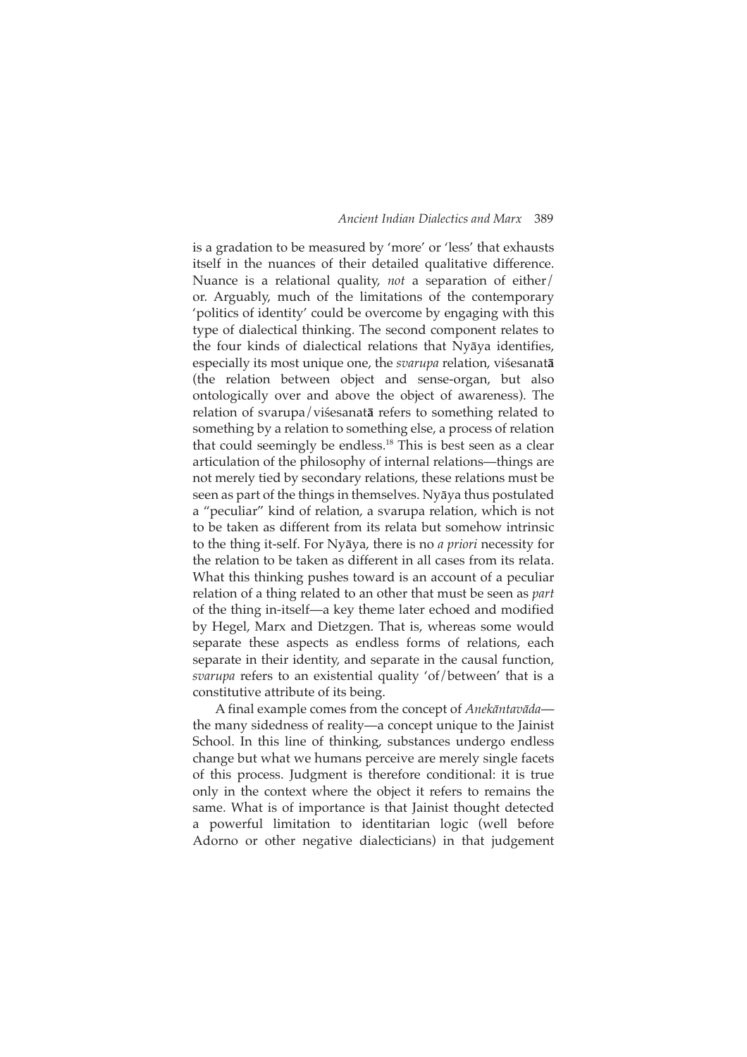is a gradation to be measured by 'more' or 'less' that exhausts itself in the nuances of their detailed qualitative difference. Nuance is a relational quality, *not* a separation of either/or. Arguably, much of the limitations of the contemporary 'politics of identity' could be overcome by engaging with this type of dialectical thinking. The second component relates to the four kinds of dialectical relations that Nyāya identifies, especially its most unique one, the *svarupa* relation, viśesanat**ā** (the relation between object and sense-organ, but also ontologically over and above the object of awareness). The relation of svarupa/viśesanat**ā** refers to something related to something by a relation to something else, a process of relation that could seemingly be endless.[18] This is best seen as a clear articulation of the philosophy of internal relations—things are not merely tied by secondary relations, these relations must be seen as part of the things in themselves. Nyāya thus postulated a "peculiar" kind of relation, a svarupa relation, which is not to be taken as different from its relata but somehow intrinsic to the thing it-self. For Nyāya, there is no *a priori* necessity for the relation to be taken as different in all cases from its relata. What this thinking pushes toward is an account of a peculiar relation of a thing related to an other that must be seen as *part* of the thing in-itself—a key theme later echoed and modified by Hegel, Marx and Dietzgen. That is, whereas some would separate these aspects as endless forms of relations, each separate in their identity, and separate in the causal function, *svarupa* refers to an existential quality 'of/between' that is a constitutive attribute of its being.

A final example comes from the concept of *Anekāntavāda*—the many sidedness of reality—a concept unique to the Jainist School. In this line of thinking, substances undergo endless change but what we humans perceive are merely single facets of this process. Judgment is therefore conditional: it is true only in the context where the object it refers to remains the same. What is of importance is that Jainist thought detected a powerful limitation to identitarian logic (well before Adorno or other negative dialecticians) in that judgement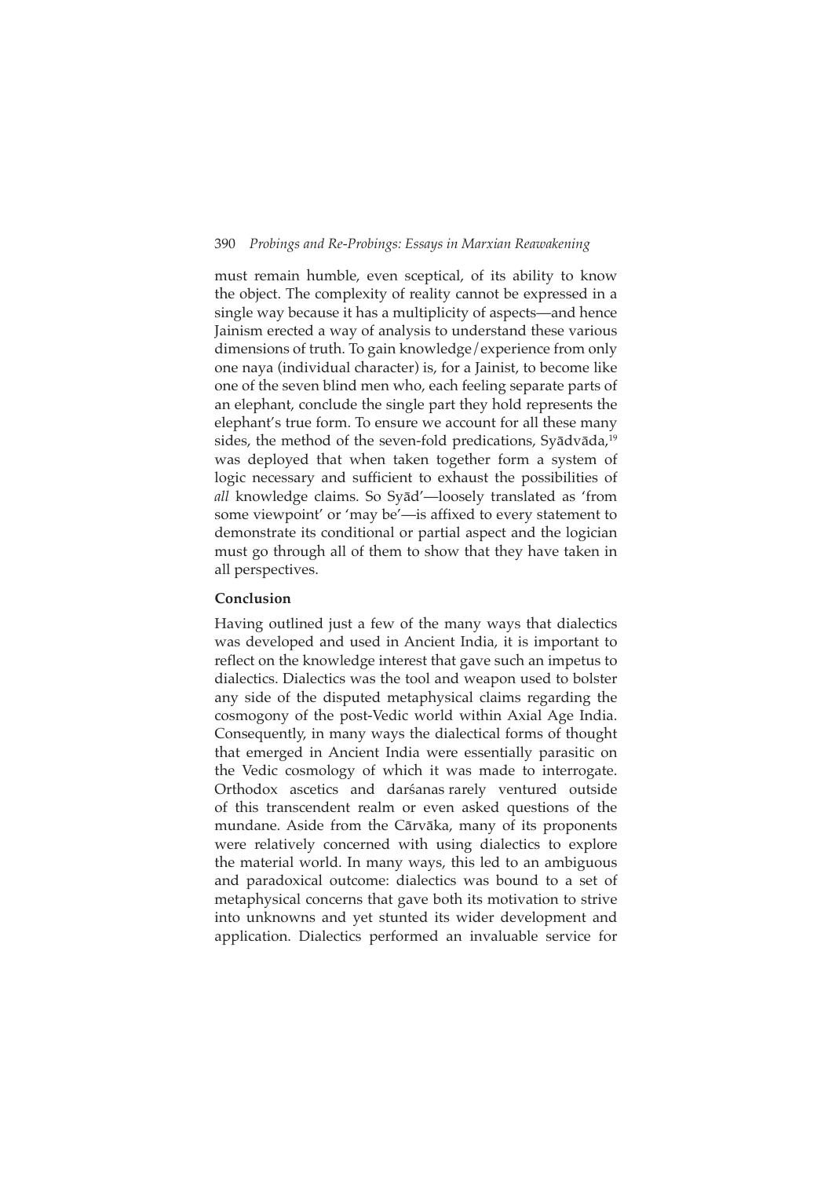must remain humble, even sceptical, of its ability to know the object. The complexity of reality cannot be expressed in a single way because it has a multiplicity of aspects—and hence Jainism erected a way of analysis to understand these various dimensions of truth. To gain knowledge/experience from only one naya (individual character) is, for a Jainist, to become like one of the seven blind men who, each feeling separate parts of an elephant, conclude the single part they hold represents the elephant's true form. To ensure we account for all these many sides, the method of the seven-fold predications, Syādvāda,[19] was deployed that when taken together form a system of logic necessary and sufficient to exhaust the possibilities of *all* knowledge claims. So Syād'—loosely translated as 'from some viewpoint' or 'may be'—is affixed to every statement to demonstrate its conditional or partial aspect and the logician must go through all of them to show that they have taken in all perspectives.

**Conclusion**

Having outlined just a few of the many ways that dialectics was developed and used in Ancient India, it is important to reflect on the knowledge interest that gave such an impetus to dialectics. Dialectics was the tool and weapon used to bolster any side of the disputed metaphysical claims regarding the cosmogony of the post-Vedic world within Axial Age India. Consequently, in many ways the dialectical forms of thought that emerged in Ancient India were essentially parasitic on the Vedic cosmology of which it was made to interrogate. Orthodox ascetics and darśanas rarely ventured outside of this transcendent realm or even asked questions of the mundane. Aside from the Cārvāka, many of its proponents were relatively concerned with using dialectics to explore the material world. In many ways, this led to an ambiguous and paradoxical outcome: dialectics was bound to a set of metaphysical concerns that gave both its motivation to strive into unknowns and yet stunted its wider development and application. Dialectics performed an invaluable service for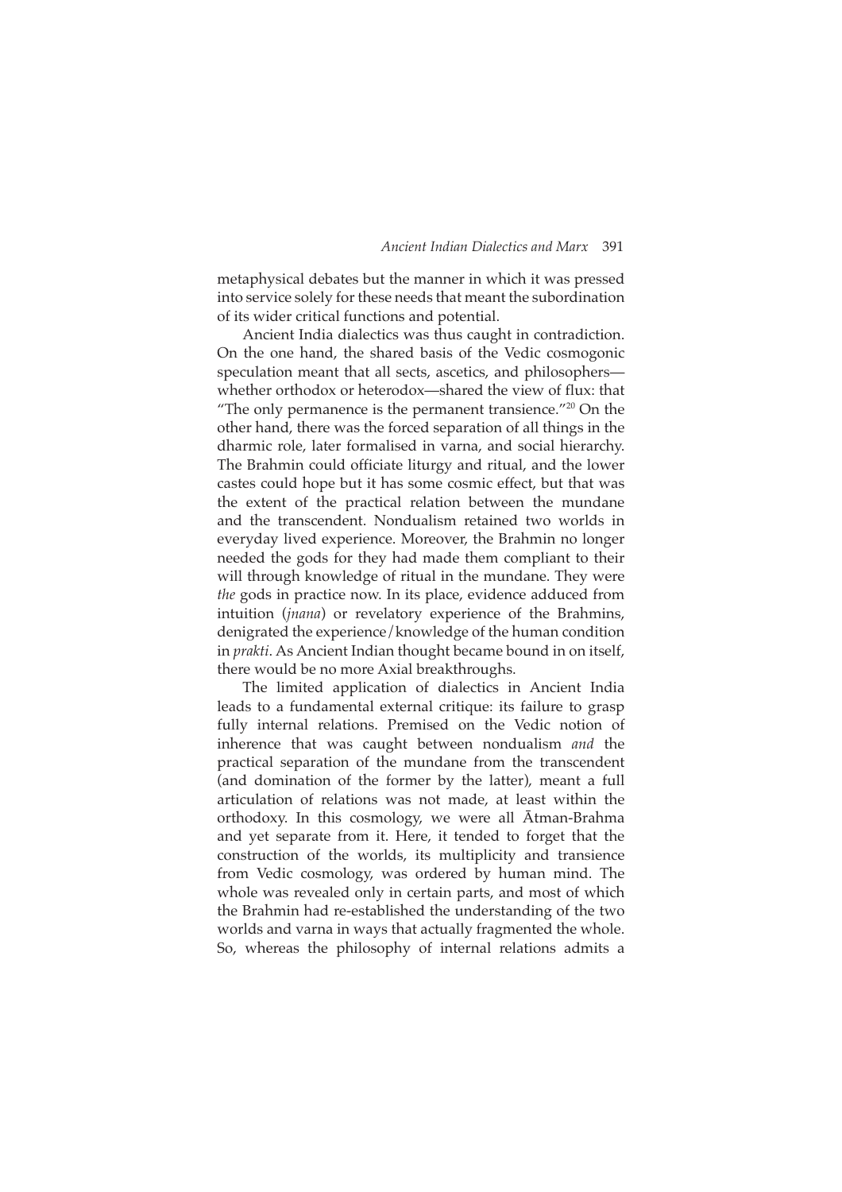metaphysical debates but the manner in which it was pressed into service solely for these needs that meant the subordination of its wider critical functions and potential.

Ancient India dialectics was thus caught in contradiction. On the one hand, the shared basis of the Vedic cosmogonic speculation meant that all sects, ascetics, and philosophers—whether orthodox or heterodox—shared the view of flux: that "The only permanence is the permanent transience."[20] On the other hand, there was the forced separation of all things in the dharmic role, later formalised in varna, and social hierarchy. The Brahmin could officiate liturgy and ritual, and the lower castes could hope but it has some cosmic effect, but that was the extent of the practical relation between the mundane and the transcendent. Nondualism retained two worlds in everyday lived experience. Moreover, the Brahmin no longer needed the gods for they had made them compliant to their will through knowledge of ritual in the mundane. They were *the* gods in practice now. In its place, evidence adduced from intuition (*jnana*) or revelatory experience of the Brahmins, denigrated the experience/knowledge of the human condition in *prakti*. As Ancient Indian thought became bound in on itself, there would be no more Axial breakthroughs.

The limited application of dialectics in Ancient India leads to a fundamental external critique: its failure to grasp fully internal relations. Premised on the Vedic notion of inherence that was caught between nondualism *and* the practical separation of the mundane from the transcendent (and domination of the former by the latter), meant a full articulation of relations was not made, at least within the orthodoxy. In this cosmology, we were all Ātman-Brahma and yet separate from it. Here, it tended to forget that the construction of the worlds, its multiplicity and transience from Vedic cosmology, was ordered by human mind. The whole was revealed only in certain parts, and most of which the Brahmin had re-established the understanding of the two worlds and varna in ways that actually fragmented the whole. So, whereas the philosophy of internal relations admits a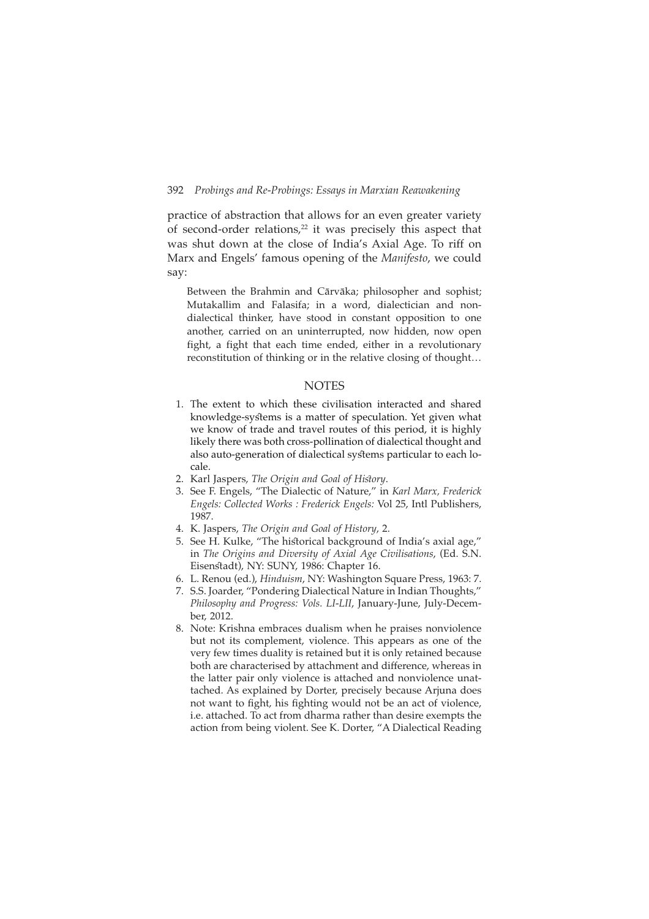practice of abstraction that allows for an even greater variety of second-order relations,[22] it was precisely this aspect that was shut down at the close of India's Axial Age. To riff on Marx and Engels' famous opening of the *Manifesto*, we could say:

> Between the Brahmin and Cārvāka; philosopher and sophist; Mutakallim and Falasifa; in a word, dialectician and non-dialectical thinker, have stood in constant opposition to one another, carried on an uninterrupted, now hidden, now open fight, a fight that each time ended, either in a revolutionary reconstitution of thinking or in the relative closing of thought…

## NOTES

1. The extent to which these civilisation interacted and shared knowledge-systems is a matter of speculation. Yet given what we know of trade and travel routes of this period, it is highly likely there was both cross-pollination of dialectical thought and also auto-generation of dialectical systems particular to each locale.
2. Karl Jaspers, *The Origin and Goal of History*.
3. See F. Engels, "The Dialectic of Nature," in *Karl Marx, Frederick Engels: Collected Works : Frederick Engels:* Vol 25, Intl Publishers, 1987.
4. K. Jaspers, *The Origin and Goal of History*, 2.
5. See H. Kulke, "The historical background of India's axial age," in *The Origins and Diversity of Axial Age Civilisations*, (Ed. S.N. Eisenstadt), NY: SUNY, 1986: Chapter 16.
6. L. Renou (ed.), *Hinduism*, NY: Washington Square Press, 1963: 7.
7. S.S. Joarder, "Pondering Dialectical Nature in Indian Thoughts," *Philosophy and Progress: Vols. LI-LII*, January-June, July-December, 2012.
8. Note: Krishna embraces dualism when he praises nonviolence but not its complement, violence. This appears as one of the very few times duality is retained but it is only retained because both are characterised by attachment and difference, whereas in the latter pair only violence is attached and nonviolence unattached. As explained by Dorter, precisely because Arjuna does not want to fight, his fighting would not be an act of violence, i.e. attached. To act from dharma rather than desire exempts the action from being violent. See K. Dorter, "A Dialectical Reading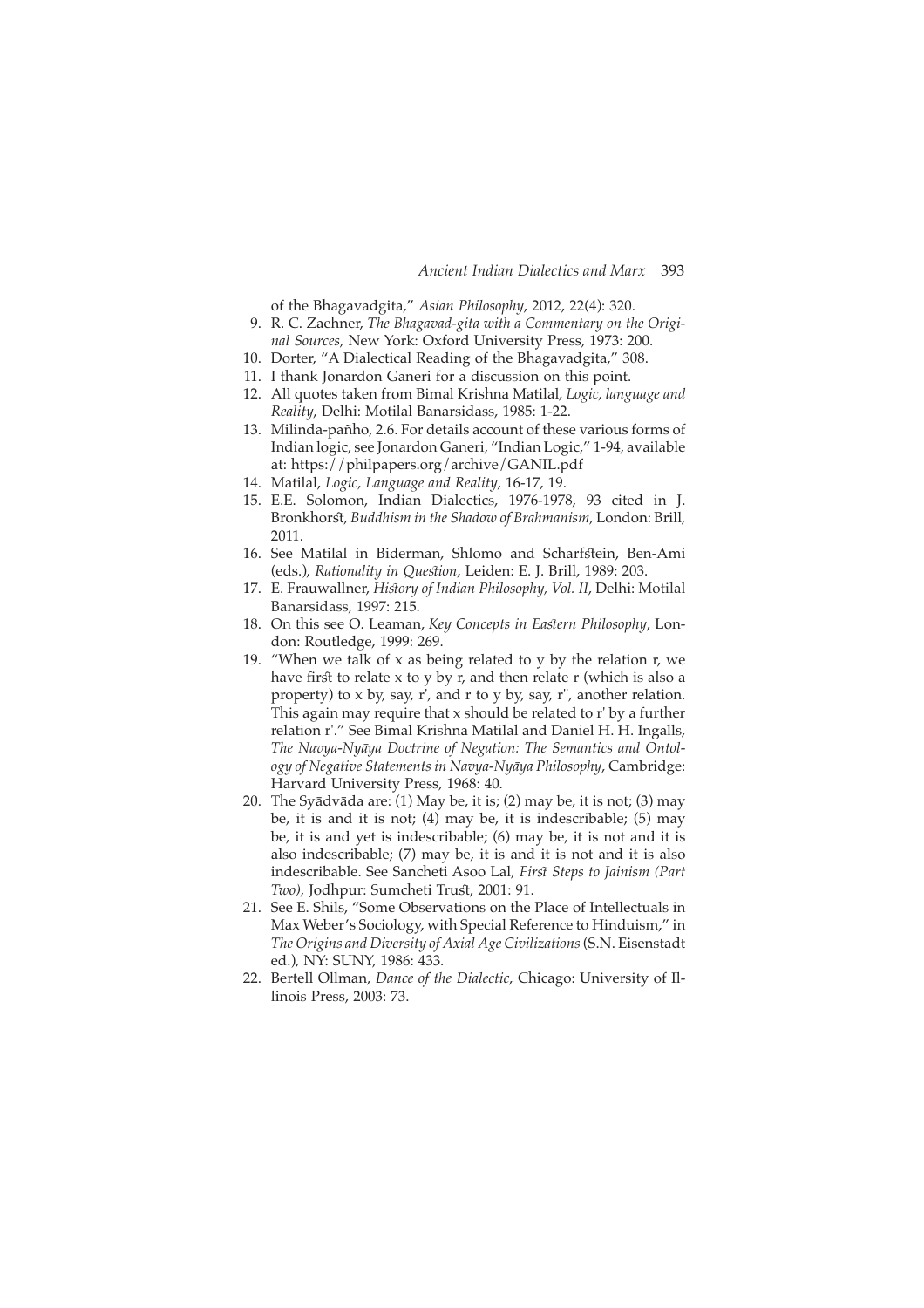of the Bhagavadgita," *Asian Philosophy*, 2012, 22(4): 320.

9. R. C. Zaehner, *The Bhagavad-gita with a Commentary on the Original Sources*, New York: Oxford University Press, 1973: 200.
10. Dorter, "A Dialectical Reading of the Bhagavadgita," 308.
11. I thank Jonardon Ganeri for a discussion on this point.
12. All quotes taken from Bimal Krishna Matilal, *Logic, language and Reality*, Delhi: Motilal Banarsidass, 1985: 1-22.
13. Milinda-pañho, 2.6. For details account of these various forms of Indian logic, see Jonardon Ganeri, "Indian Logic," 1-94, available at: https://philpapers.org/archive/GANIL.pdf
14. Matilal, *Logic, Language and Reality*, 16-17, 19.
15. E.E. Solomon, Indian Dialectics, 1976-1978, 93 cited in J. Bronkhorst, *Buddhism in the Shadow of Brahmanism*, London: Brill, 2011.
16. See Matilal in Biderman, Shlomo and Scharfstein, Ben-Ami (eds.), *Rationality in Question*, Leiden: E. J. Brill, 1989: 203.
17. E. Frauwallner, *History of Indian Philosophy, Vol. II*, Delhi: Motilal Banarsidass, 1997: 215.
18. On this see O. Leaman, *Key Concepts in Eastern Philosophy*, London: Routledge, 1999: 269.
19. "When we talk of x as being related to y by the relation r, we have first to relate x to y by r, and then relate r (which is also a property) to x by, say, r', and r to y by, say, r'', another relation. This again may require that x should be related to r' by a further relation r'." See Bimal Krishna Matilal and Daniel H. H. Ingalls, *The Navya-Nyāya Doctrine of Negation: The Semantics and Ontology of Negative Statements in Navya-Nyāya Philosophy*, Cambridge: Harvard University Press, 1968: 40.
20. The Syādvāda are: (1) May be, it is; (2) may be, it is not; (3) may be, it is and it is not; (4) may be, it is indescribable; (5) may be, it is and yet is indescribable; (6) may be, it is not and it is also indescribable; (7) may be, it is and it is not and it is also indescribable. See Sancheti Asoo Lal, *First Steps to Jainism (Part Two)*, Jodhpur: Sumcheti Trust, 2001: 91.
21. See E. Shils, "Some Observations on the Place of Intellectuals in Max Weber's Sociology, with Special Reference to Hinduism," in *The Origins and Diversity of Axial Age Civilizations* (S.N. Eisenstadt ed.), NY: SUNY, 1986: 433.
22. Bertell Ollman, *Dance of the Dialectic*, Chicago: University of Illinois Press, 2003: 73.